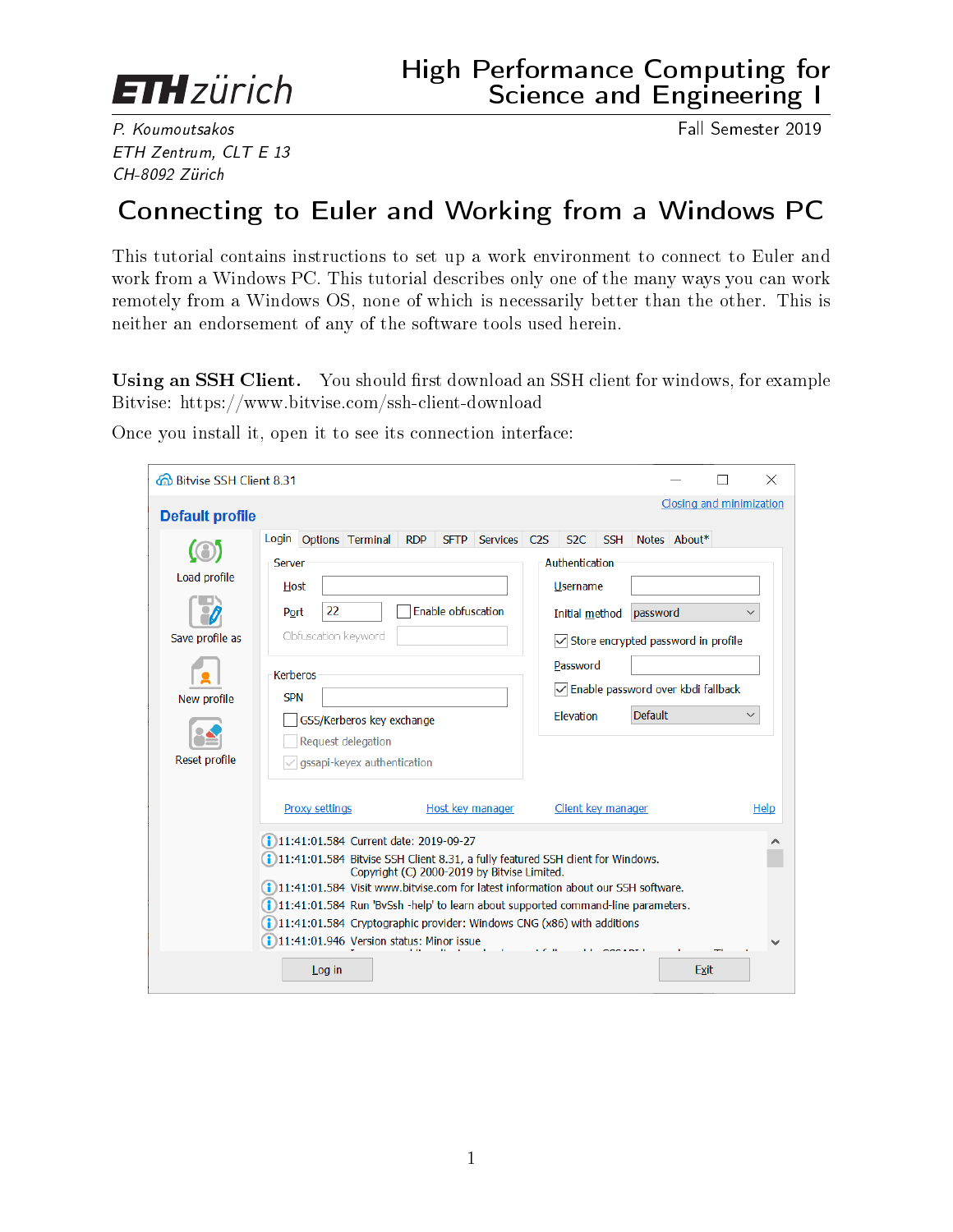ETH zürich

# High Performance Computing for Science and Engineering I

*P. Koumoutsakos*
*ETH Zentrum, CLT E 13*
*CH-8092 Zürich*

Fall Semester 2019

## Connecting to Euler and Working from a Windows PC

This tutorial contains instructions to set up a work environment to connect to Euler and work from a Windows PC. This tutorial describes only one of the many ways you can work remotely from a Windows OS, none of which is necessarily better than the other. This is neither an endorsement of any of the software tools used herein.

**Using an SSH Client.** You should first download an SSH client for windows, for example Bitvise: https://www.bitvise.com/ssh-client-download

Once you install it, open it to see its connection interface: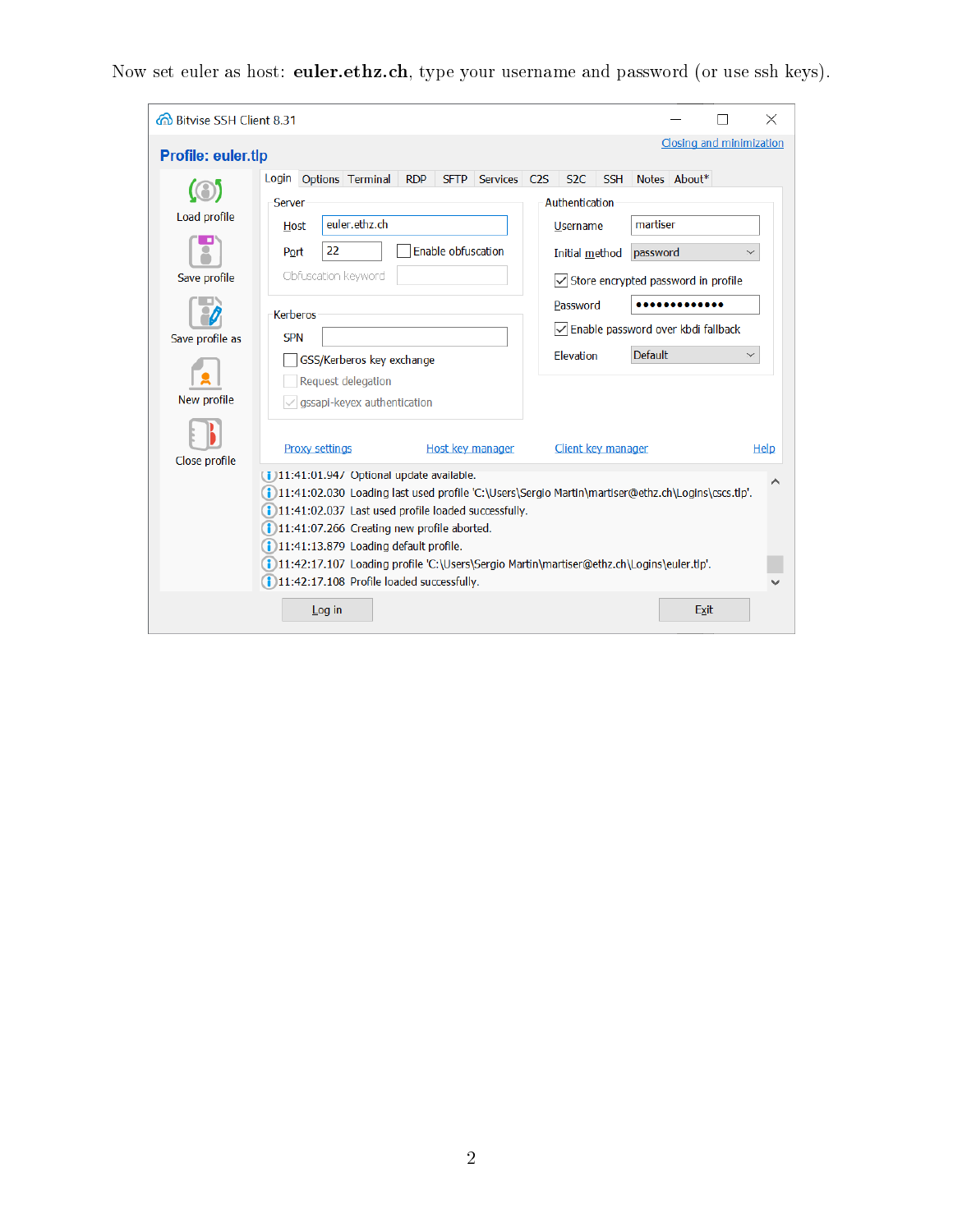Now set euler as host: **euler.ethz.ch**, type your username and password (or use ssh keys).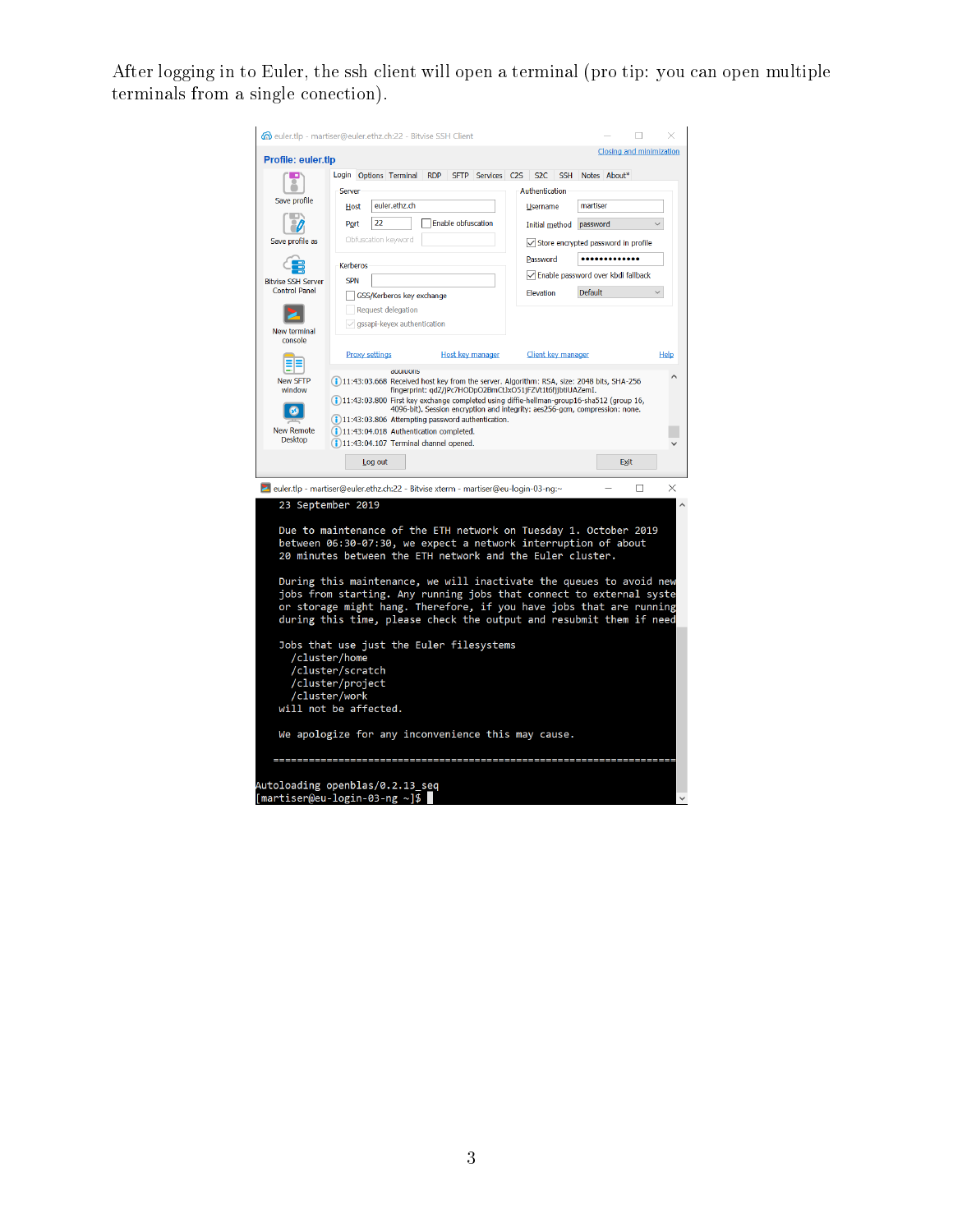After logging in to Euler, the ssh client will open a terminal (pro tip: you can open multiple terminals from a single conection).

```
23 September 2019

Due to maintenance of the ETH network on Tuesday 1. October 2019
between 06:30-07:30, we expect a network interruption of about
20 minutes between the ETH network and the Euler cluster.

During this maintenance, we will inactivate the queues to avoid new
jobs from starting. Any running jobs that connect to external syste
or storage might hang. Therefore, if you have jobs that are running
during this time, please check the output and resubmit them if need

Jobs that use just the Euler filesystems
  /cluster/home
  /cluster/scratch
  /cluster/project
  /cluster/work
will not be affected.

We apologize for any inconvenience this may cause.

================================================================

Autoloading openblas/0.2.13_seq
[martiser@eu-login-03-ng ~]$
```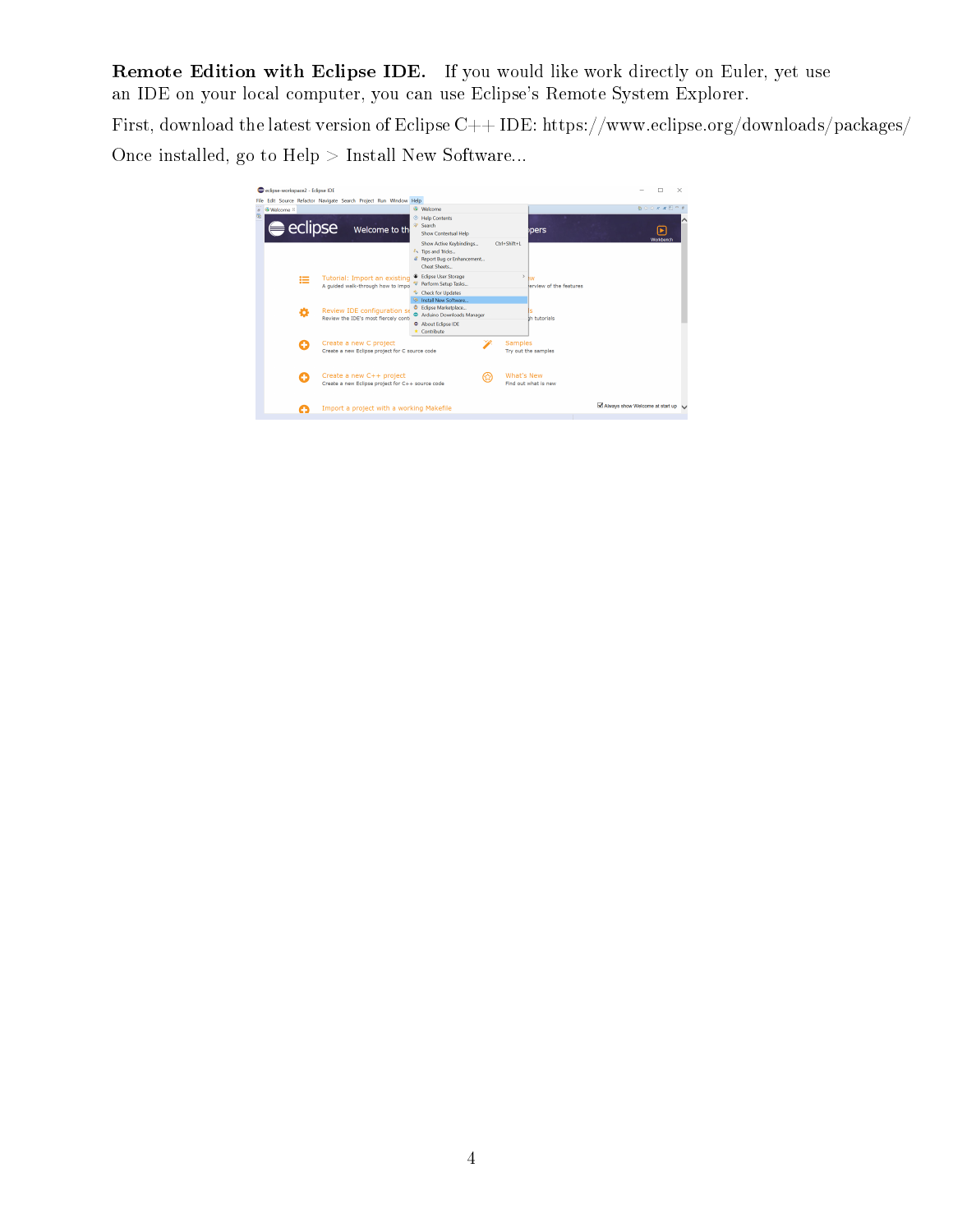**Remote Edition with Eclipse IDE.** If you would like work directly on Euler, yet use an IDE on your local computer, you can use Eclipse's Remote System Explorer.

First, download the latest version of Eclipse C++ IDE: https://www.eclipse.org/downloads/packages/

Once installed, go to Help > Install New Software...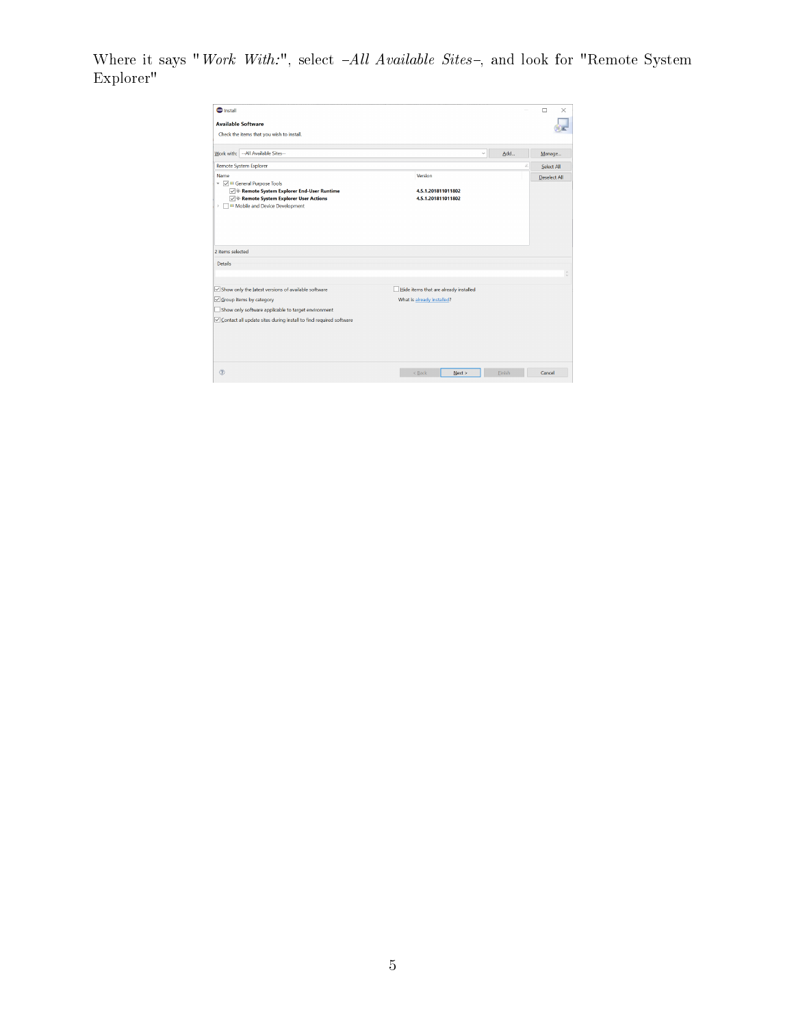Where it says "*Work With:*", select *–All Available Sites–*, and look for "Remote System Explorer"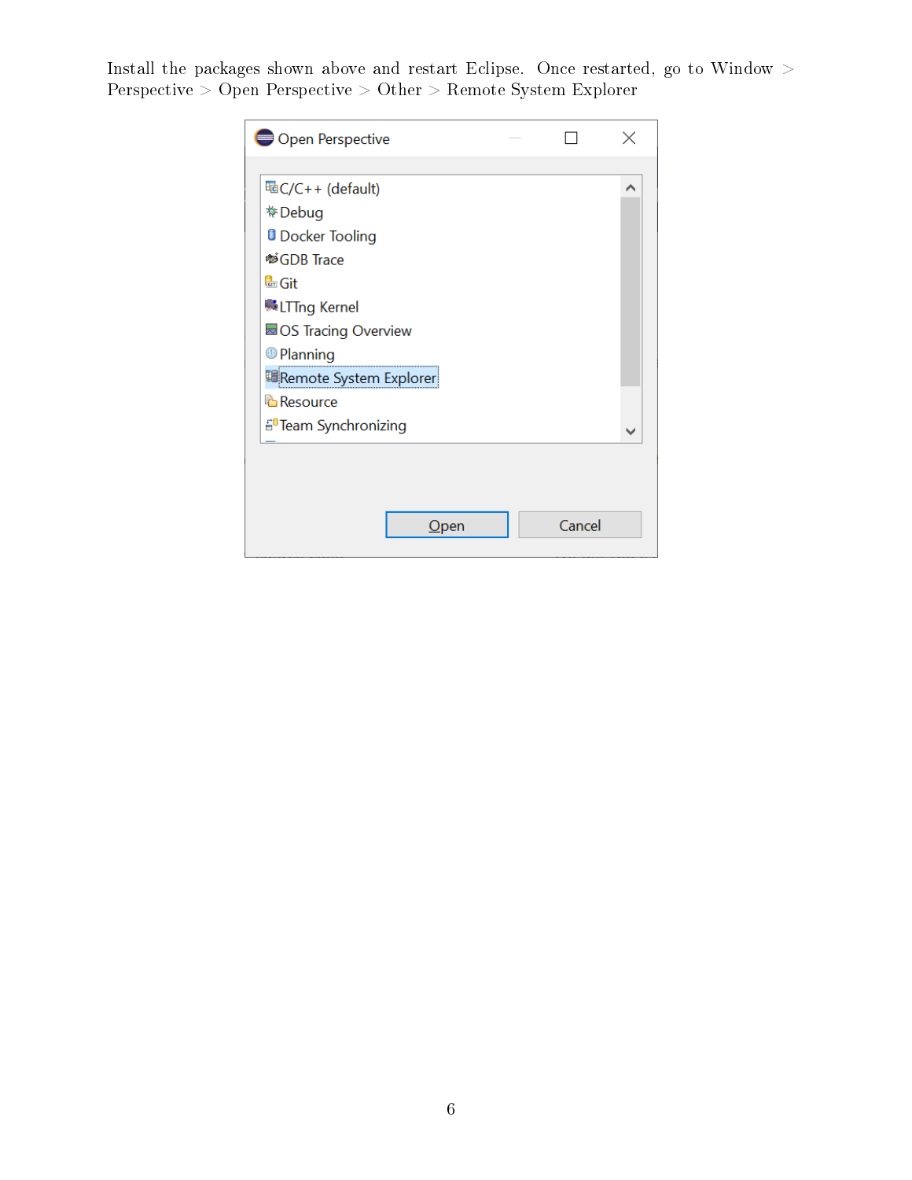Install the packages shown above and restart Eclipse. Once restarted, go to Window > Perspective > Open Perspective > Other > Remote System Explorer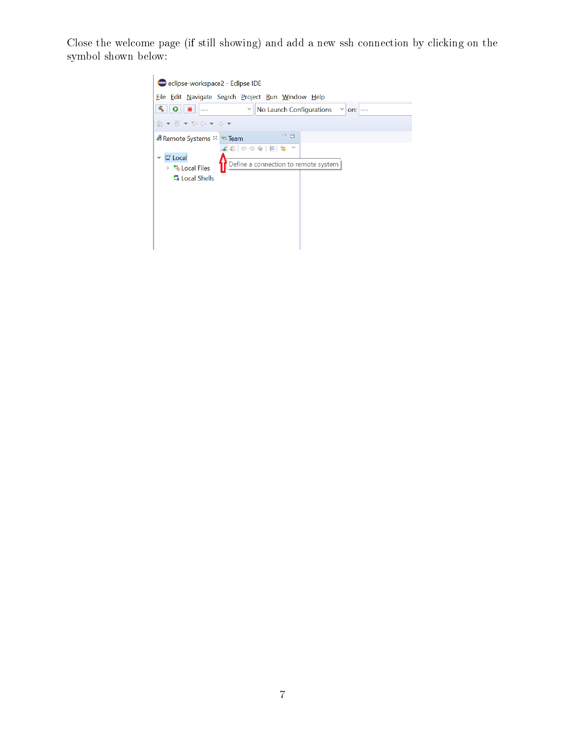Close the welcome page (if still showing) and add a new ssh connection by clicking on the symbol shown below: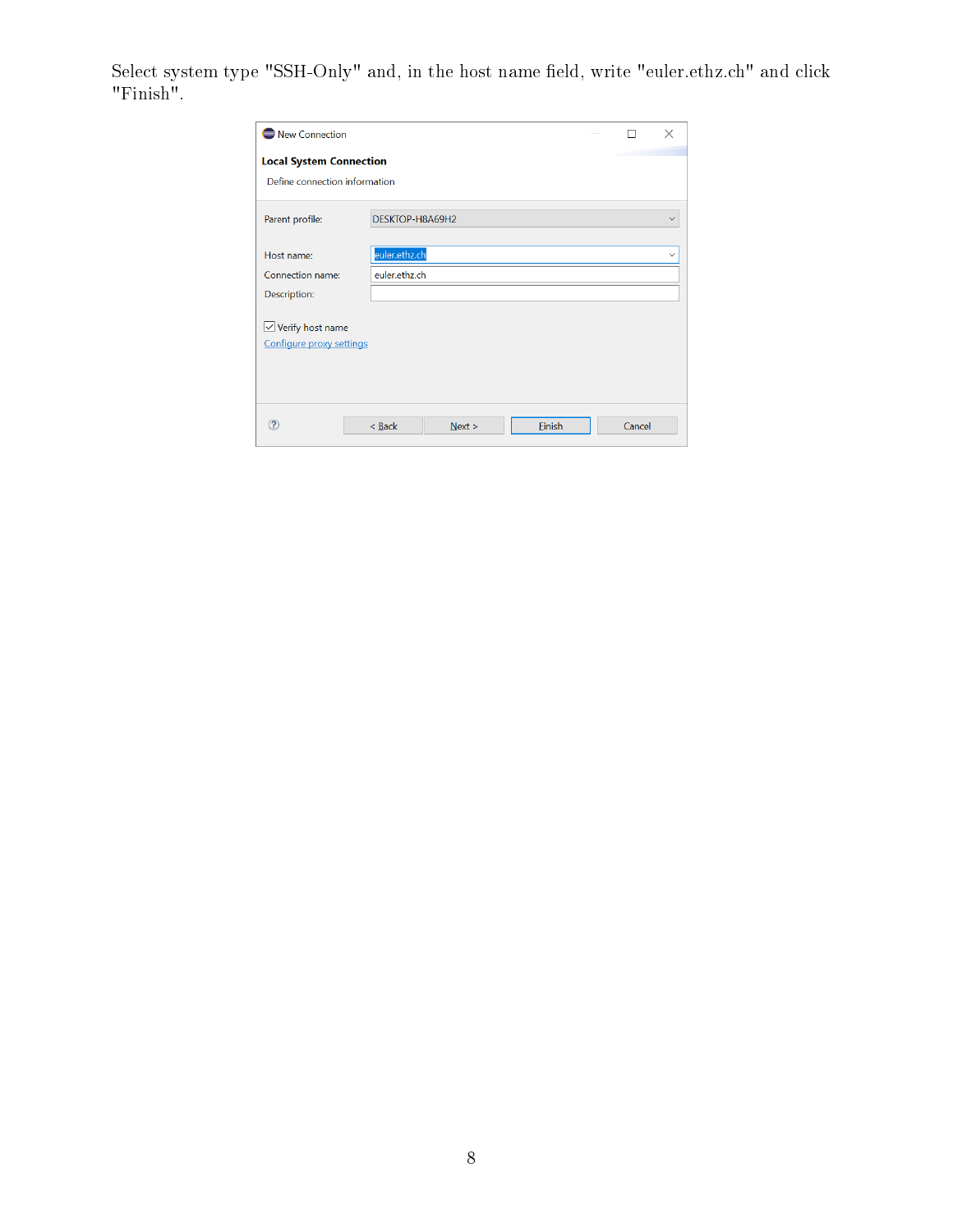Select system type "SSH-Only" and, in the host name field, write "euler.ethz.ch" and click "Finish".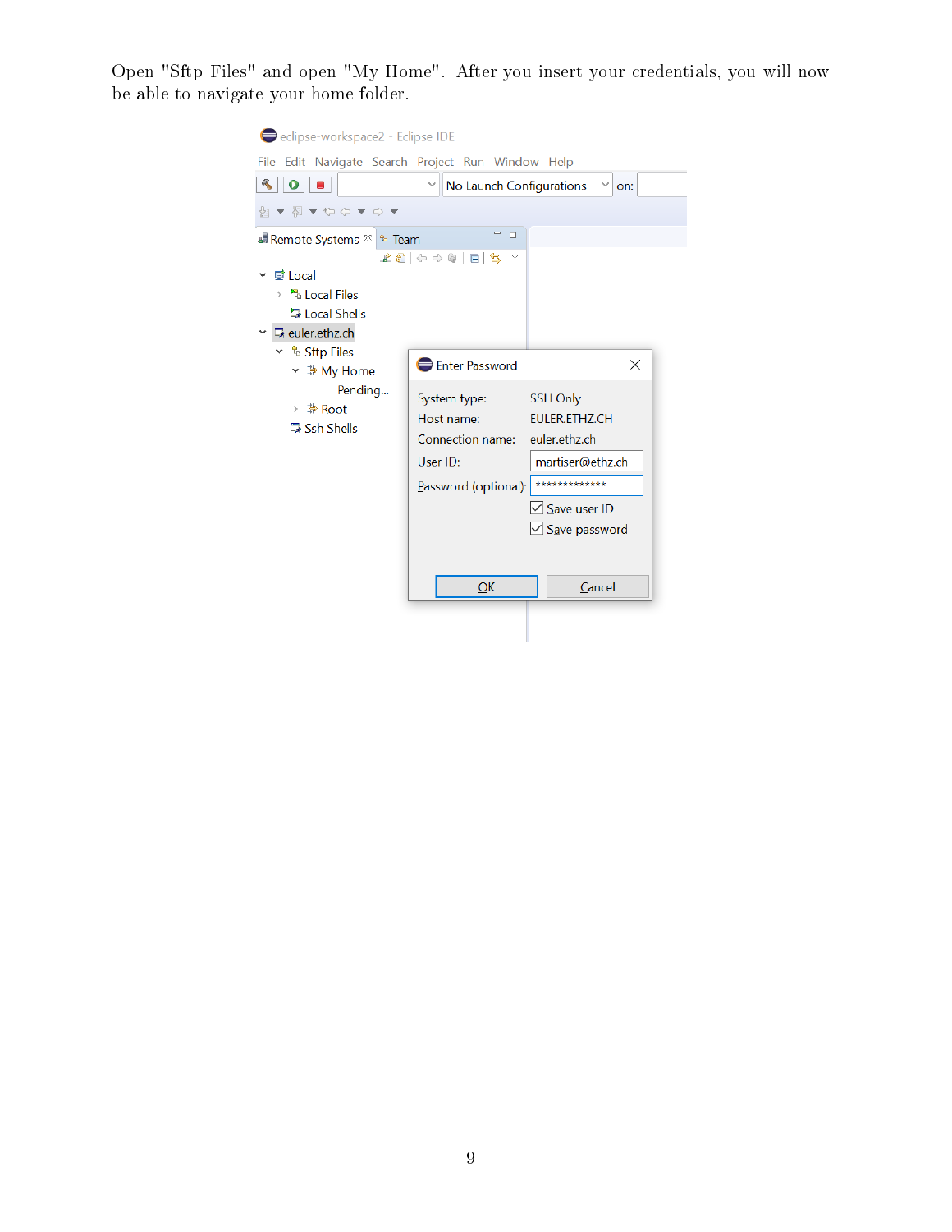Open "Sftp Files" and open "My Home". After you insert your credentials, you will now be able to navigate your home folder.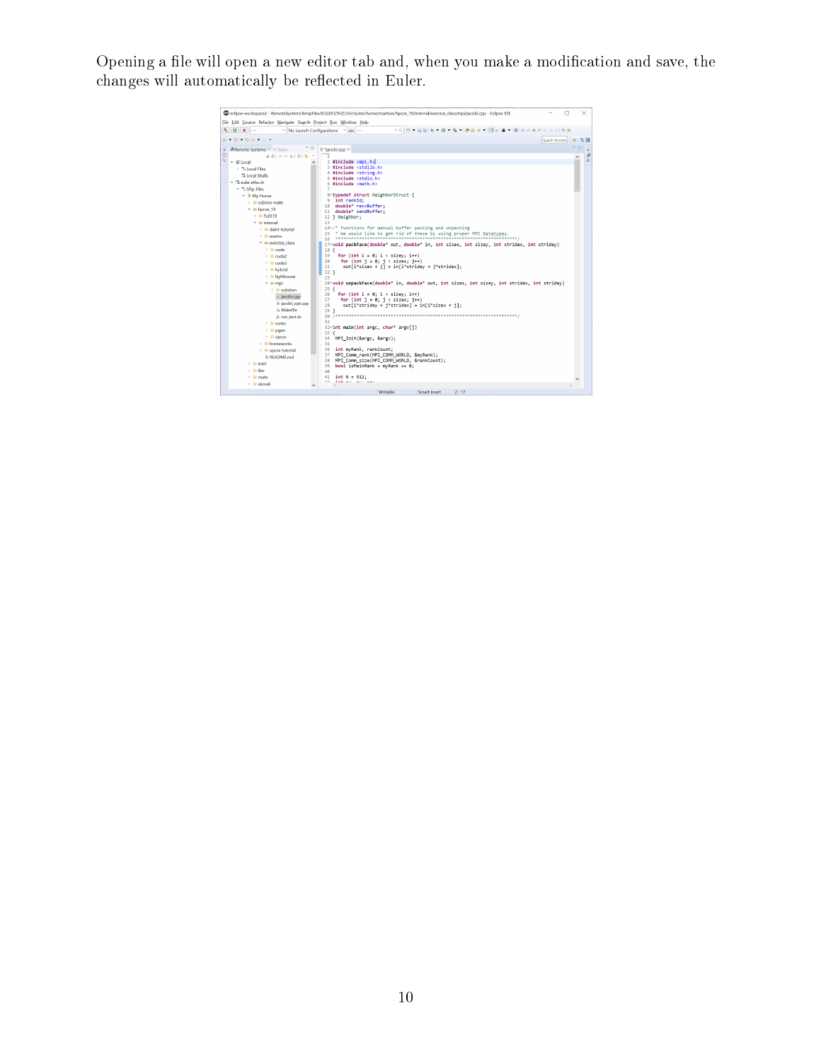Opening a file will open a new editor tab and, when you make a modification and save, the changes will automatically be reflected in Euler.